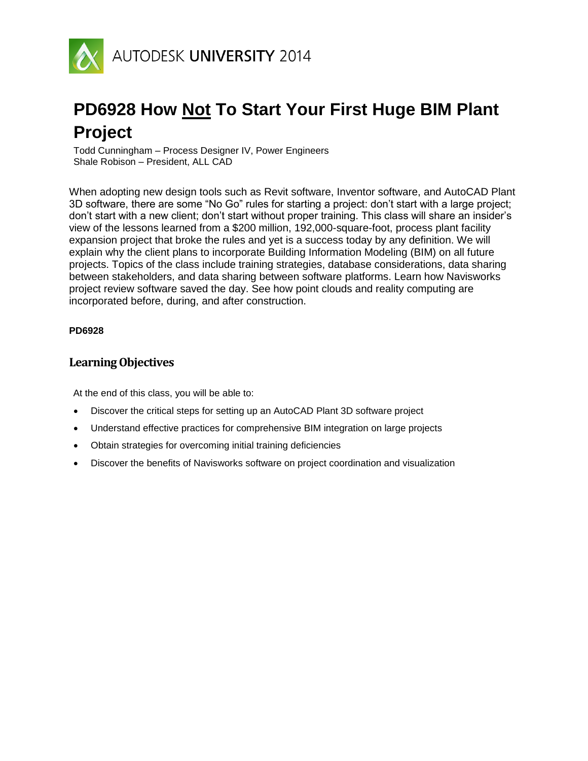AUTODESK UNIVERSITY 2014

# PD6928 How <u>Not</u> To Start Your First Huge BIM Plant Project

Todd Cunningham – Process Designer IV, Power Engineers
Shale Robison – President, ALL CAD

When adopting new design tools such as Revit software, Inventor software, and AutoCAD Plant 3D software, there are some "No Go" rules for starting a project: don't start with a large project; don't start with a new client; don't start without proper training. This class will share an insider's view of the lessons learned from a $200 million, 192,000-square-foot, process plant facility expansion project that broke the rules and yet is a success today by any definition. We will explain why the client plans to incorporate Building Information Modeling (BIM) on all future projects. Topics of the class include training strategies, database considerations, data sharing between stakeholders, and data sharing between software platforms. Learn how Navisworks project review software saved the day. See how point clouds and reality computing are incorporated before, during, and after construction.

**PD6928**

## Learning Objectives

At the end of this class, you will be able to:

- Discover the critical steps for setting up an AutoCAD Plant 3D software project
- Understand effective practices for comprehensive BIM integration on large projects
- Obtain strategies for overcoming initial training deficiencies
- Discover the benefits of Navisworks software on project coordination and visualization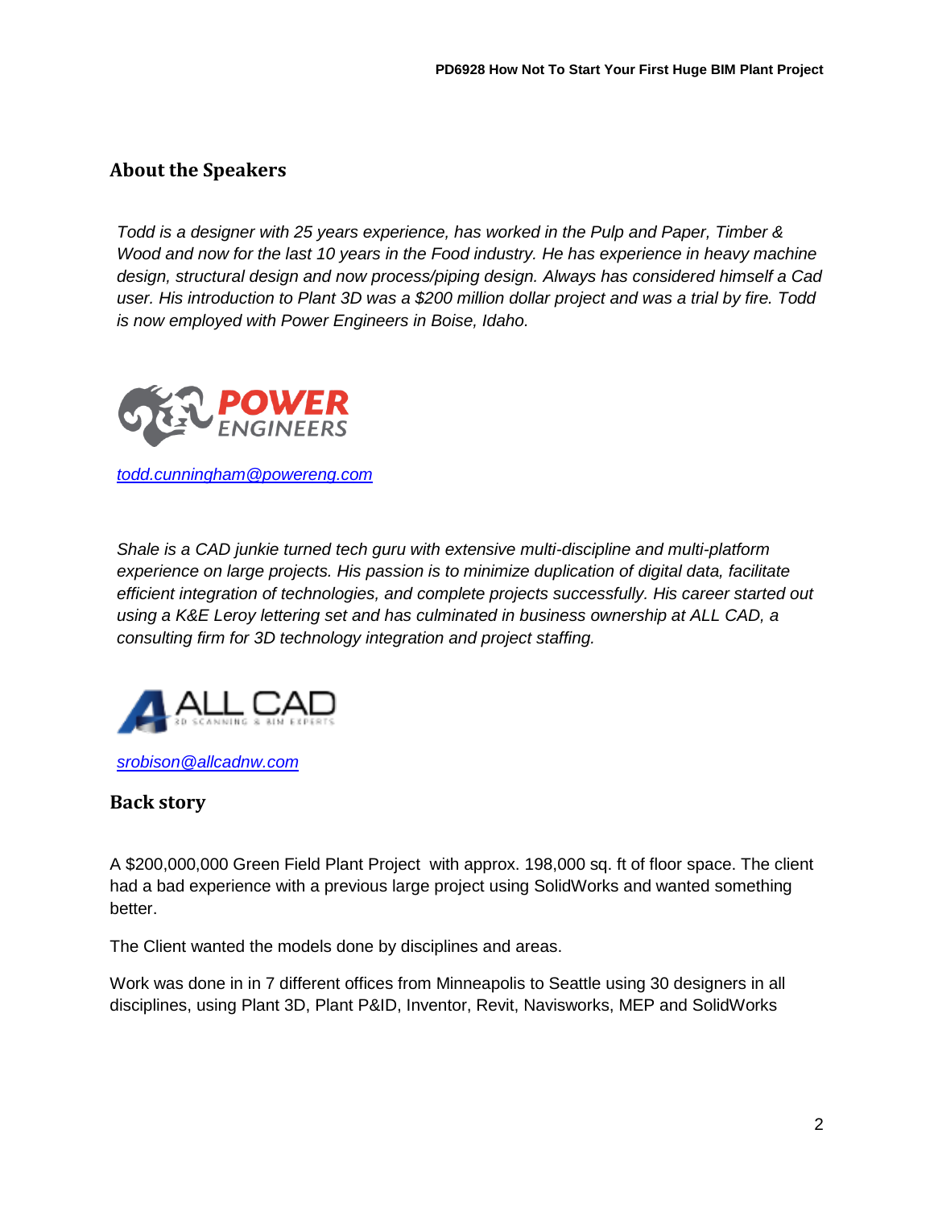## About the Speakers

*Todd is a designer with 25 years experience, has worked in the Pulp and Paper, Timber & Wood and now for the last 10 years in the Food industry. He has experience in heavy machine design, structural design and now process/piping design. Always has considered himself a Cad user. His introduction to Plant 3D was a $200 million dollar project and was a trial by fire. Todd is now employed with Power Engineers in Boise, Idaho.*

[todd.cunningham@powereng.com](mailto:todd.cunningham@powereng.com)

*Shale is a CAD junkie turned tech guru with extensive multi-discipline and multi-platform experience on large projects. His passion is to minimize duplication of digital data, facilitate efficient integration of technologies, and complete projects successfully. His career started out using a K&E Leroy lettering set and has culminated in business ownership at ALL CAD, a consulting firm for 3D technology integration and project staffing.*

[srobison@allcadnw.com](mailto:srobison@allcadnw.com)

## Back story

A $200,000,000 Green Field Plant Project with approx. 198,000 sq. ft of floor space. The client had a bad experience with a previous large project using SolidWorks and wanted something better.

The Client wanted the models done by disciplines and areas.

Work was done in in 7 different offices from Minneapolis to Seattle using 30 designers in all disciplines, using Plant 3D, Plant P&ID, Inventor, Revit, Navisworks, MEP and SolidWorks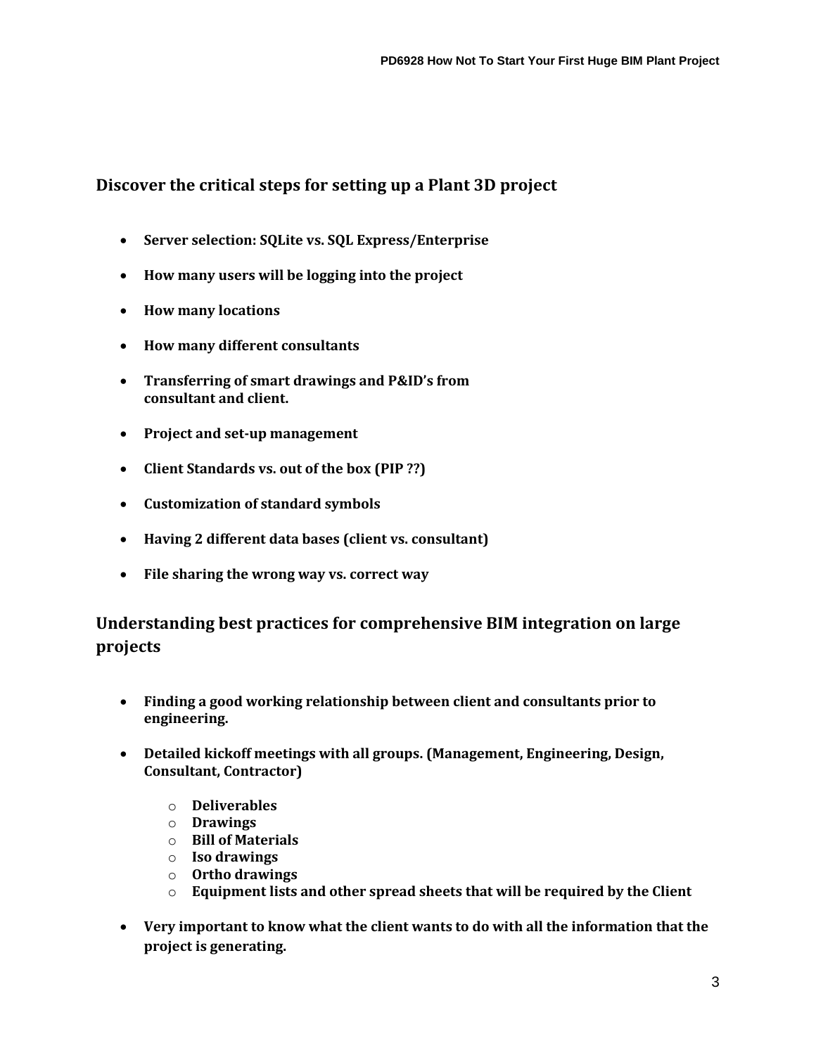## Discover the critical steps for setting up a Plant 3D project

- **Server selection: SQLite vs. SQL Express/Enterprise**
- **How many users will be logging into the project**
- **How many locations**
- **How many different consultants**
- **Transferring of smart drawings and P&ID's from consultant and client.**
- **Project and set-up management**
- **Client Standards vs. out of the box (PIP ??)**
- **Customization of standard symbols**
- **Having 2 different data bases (client vs. consultant)**
- **File sharing the wrong way vs. correct way**

## Understanding best practices for comprehensive BIM integration on large projects

- **Finding a good working relationship between client and consultants prior to engineering.**
- **Detailed kickoff meetings with all groups. (Management, Engineering, Design, Consultant, Contractor)**
  - **Deliverables**
  - **Drawings**
  - **Bill of Materials**
  - **Iso drawings**
  - **Ortho drawings**
  - **Equipment lists and other spread sheets that will be required by the Client**
- **Very important to know what the client wants to do with all the information that the project is generating.**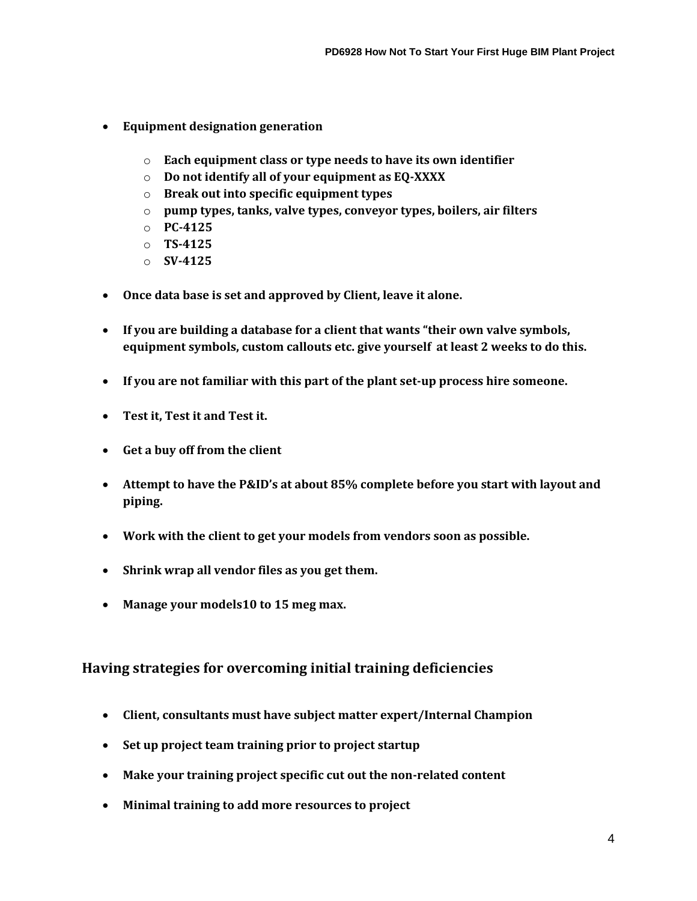- **Equipment designation generation**
  - **Each equipment class or type needs to have its own identifier**
  - **Do not identify all of your equipment as EQ-XXXX**
  - **Break out into specific equipment types**
  - **pump types, tanks, valve types, conveyor types, boilers, air filters**
  - **PC-4125**
  - **TS-4125**
  - **SV-4125**

- **Once data base is set and approved by Client, leave it alone.**

- **If you are building a database for a client that wants "their own valve symbols, equipment symbols, custom callouts etc. give yourself at least 2 weeks to do this.**

- **If you are not familiar with this part of the plant set-up process hire someone.**

- **Test it, Test it and Test it.**

- **Get a buy off from the client**

- **Attempt to have the P&ID's at about 85% complete before you start with layout and piping.**

- **Work with the client to get your models from vendors soon as possible.**

- **Shrink wrap all vendor files as you get them.**

- **Manage your models10 to 15 meg max.**

## Having strategies for overcoming initial training deficiencies

- **Client, consultants must have subject matter expert/Internal Champion**

- **Set up project team training prior to project startup**

- **Make your training project specific cut out the non-related content**

- **Minimal training to add more resources to project**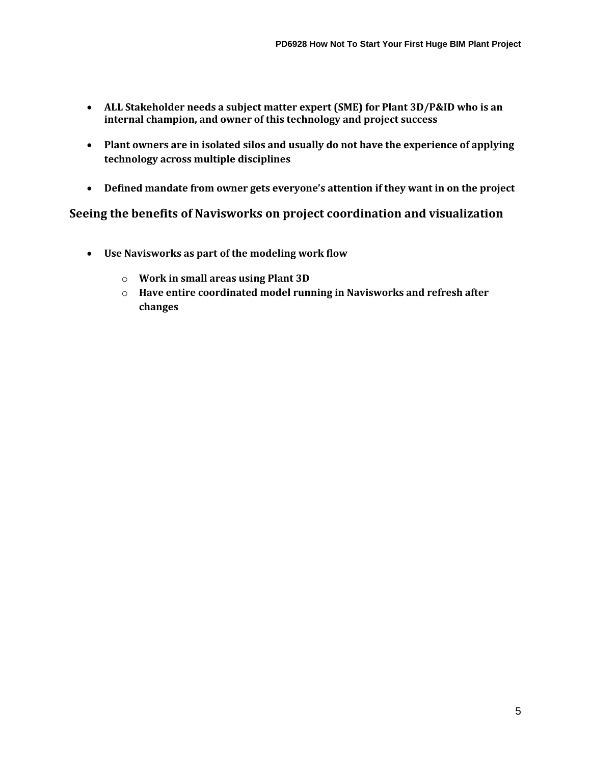- **ALL Stakeholder needs a subject matter expert (SME) for Plant 3D/P&ID who is an internal champion, and owner of this technology and project success**

- **Plant owners are in isolated silos and usually do not have the experience of applying technology across multiple disciplines**

- **Defined mandate from owner gets everyone's attention if they want in on the project**

## Seeing the benefits of Navisworks on project coordination and visualization

- **Use Navisworks as part of the modeling work flow**
  - **Work in small areas using Plant 3D**
  - **Have entire coordinated model running in Navisworks and refresh after changes**